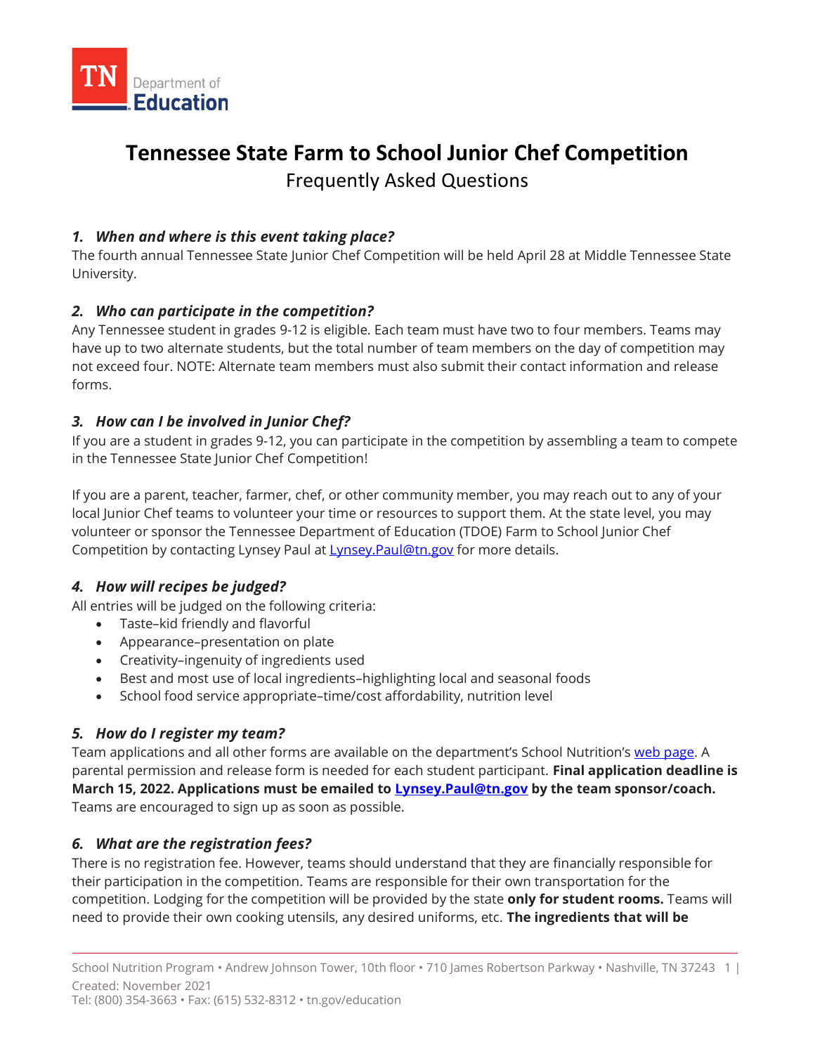# Tennessee State Farm to School Junior Chef Competition

## Frequently Asked Questions

### *1. When and where is this event taking place?*

The fourth annual Tennessee State Junior Chef Competition will be held April 28 at Middle Tennessee State University.

### *2. Who can participate in the competition?*

Any Tennessee student in grades 9-12 is eligible. Each team must have two to four members. Teams may have up to two alternate students, but the total number of team members on the day of competition may not exceed four. NOTE: Alternate team members must also submit their contact information and release forms.

### *3. How can I be involved in Junior Chef?*

If you are a student in grades 9-12, you can participate in the competition by assembling a team to compete in the Tennessee State Junior Chef Competition!

If you are a parent, teacher, farmer, chef, or other community member, you may reach out to any of your local Junior Chef teams to volunteer your time or resources to support them. At the state level, you may volunteer or sponsor the Tennessee Department of Education (TDOE) Farm to School Junior Chef Competition by contacting Lynsey Paul at Lynsey.Paul@tn.gov for more details.

### *4. How will recipes be judged?*

All entries will be judged on the following criteria:

- Taste–kid friendly and flavorful
- Appearance–presentation on plate
- Creativity–ingenuity of ingredients used
- Best and most use of local ingredients–highlighting local and seasonal foods
- School food service appropriate–time/cost affordability, nutrition level

### *5. How do I register my team?*

Team applications and all other forms are available on the department's School Nutrition's web page. A parental permission and release form is needed for each student participant. **Final application deadline is March 15, 2022. Applications must be emailed to Lynsey.Paul@tn.gov by the team sponsor/coach.** Teams are encouraged to sign up as soon as possible.

### *6. What are the registration fees?*

There is no registration fee. However, teams should understand that they are financially responsible for their participation in the competition. Teams are responsible for their own transportation for the competition. Lodging for the competition will be provided by the state **only for student rooms.** Teams will need to provide their own cooking utensils, any desired uniforms, etc. **The ingredients that will be**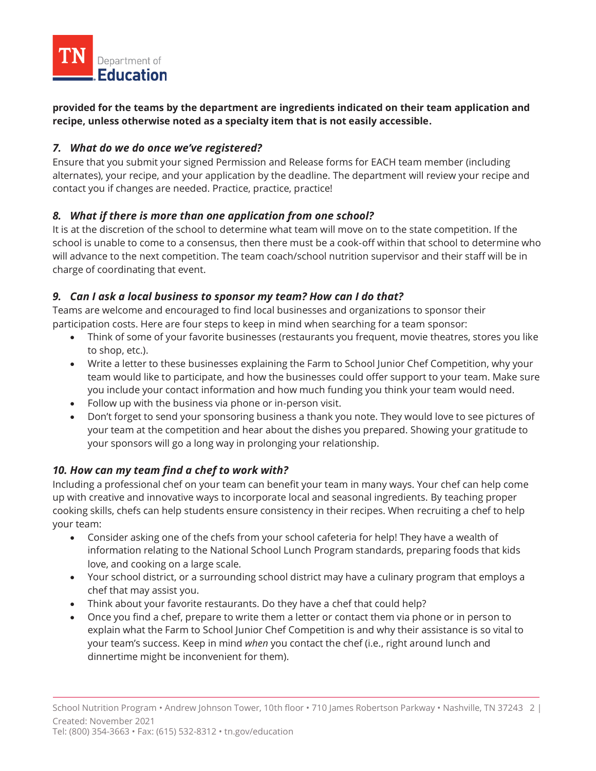**provided for the teams by the department are ingredients indicated on their team application and recipe, unless otherwise noted as a specialty item that is not easily accessible.**

### *7. What do we do once we've registered?*

Ensure that you submit your signed Permission and Release forms for EACH team member (including alternates), your recipe, and your application by the deadline. The department will review your recipe and contact you if changes are needed. Practice, practice, practice!

### *8. What if there is more than one application from one school?*

It is at the discretion of the school to determine what team will move on to the state competition. If the school is unable to come to a consensus, then there must be a cook-off within that school to determine who will advance to the next competition. The team coach/school nutrition supervisor and their staff will be in charge of coordinating that event.

### *9. Can I ask a local business to sponsor my team? How can I do that?*

Teams are welcome and encouraged to find local businesses and organizations to sponsor their participation costs. Here are four steps to keep in mind when searching for a team sponsor:

- Think of some of your favorite businesses (restaurants you frequent, movie theatres, stores you like to shop, etc.).
- Write a letter to these businesses explaining the Farm to School Junior Chef Competition, why your team would like to participate, and how the businesses could offer support to your team. Make sure you include your contact information and how much funding you think your team would need.
- Follow up with the business via phone or in-person visit.
- Don't forget to send your sponsoring business a thank you note. They would love to see pictures of your team at the competition and hear about the dishes you prepared. Showing your gratitude to your sponsors will go a long way in prolonging your relationship.

### *10. How can my team find a chef to work with?*

Including a professional chef on your team can benefit your team in many ways. Your chef can help come up with creative and innovative ways to incorporate local and seasonal ingredients. By teaching proper cooking skills, chefs can help students ensure consistency in their recipes. When recruiting a chef to help your team:

- Consider asking one of the chefs from your school cafeteria for help! They have a wealth of information relating to the National School Lunch Program standards, preparing foods that kids love, and cooking on a large scale.
- Your school district, or a surrounding school district may have a culinary program that employs a chef that may assist you.
- Think about your favorite restaurants. Do they have a chef that could help?
- Once you find a chef, prepare to write them a letter or contact them via phone or in person to explain what the Farm to School Junior Chef Competition is and why their assistance is so vital to your team's success. Keep in mind *when* you contact the chef (i.e., right around lunch and dinnertime might be inconvenient for them).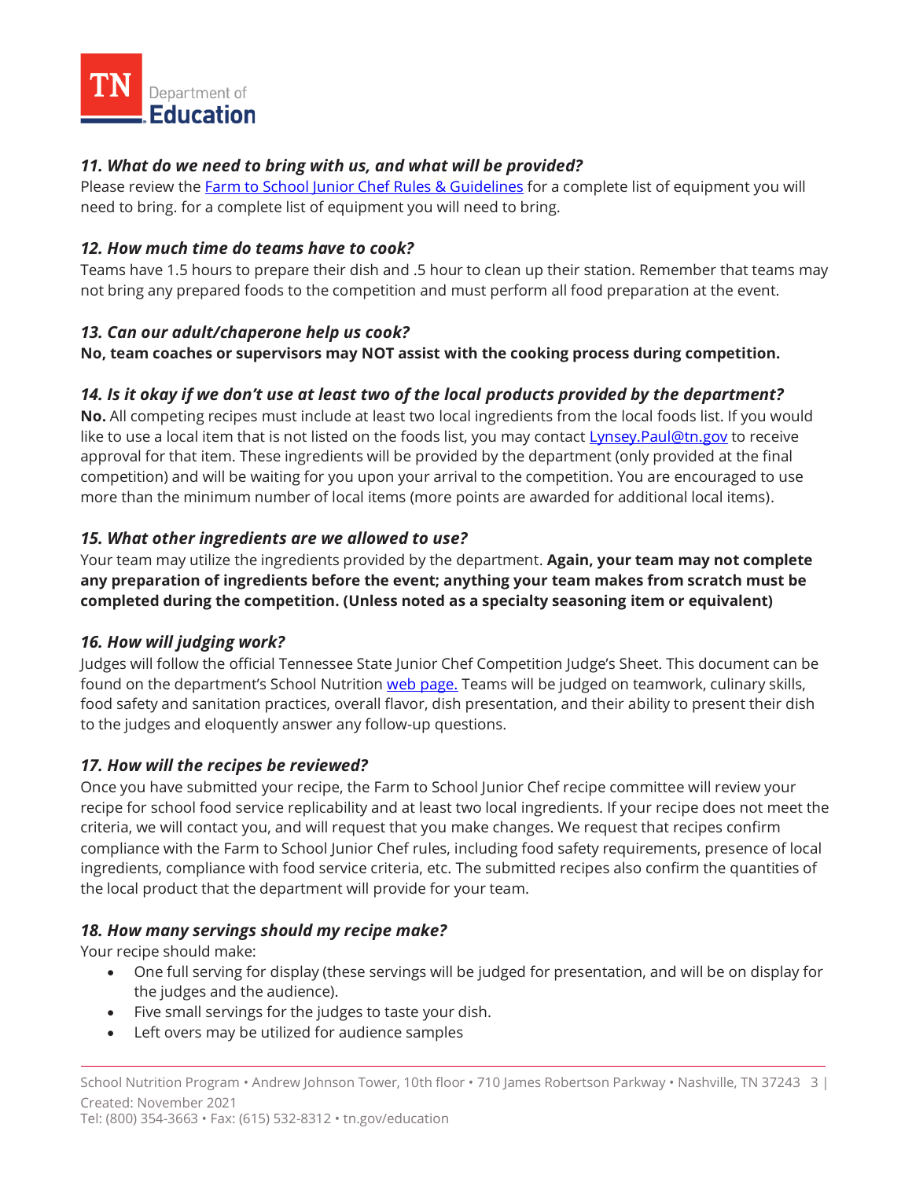### *11. What do we need to bring with us, and what will be provided?*

Please review the [Farm to School Junior Chef Rules & Guidelines]() for a complete list of equipment you will need to bring. for a complete list of equipment you will need to bring.

### *12. How much time do teams have to cook?*

Teams have 1.5 hours to prepare their dish and .5 hour to clean up their station. Remember that teams may not bring any prepared foods to the competition and must perform all food preparation at the event.

### *13. Can our adult/chaperone help us cook?*

**No, team coaches or supervisors may NOT assist with the cooking process during competition.**

### *14. Is it okay if we don't use at least two of the local products provided by the department?*

**No.** All competing recipes must include at least two local ingredients from the local foods list. If you would like to use a local item that is not listed on the foods list, you may contact [Lynsey.Paul@tn.gov](mailto:Lynsey.Paul@tn.gov) to receive approval for that item. These ingredients will be provided by the department (only provided at the final competition) and will be waiting for you upon your arrival to the competition. You are encouraged to use more than the minimum number of local items (more points are awarded for additional local items).

### *15. What other ingredients are we allowed to use?*

Your team may utilize the ingredients provided by the department. **Again, your team may not complete any preparation of ingredients before the event; anything your team makes from scratch must be completed during the competition. (Unless noted as a specialty seasoning item or equivalent)**

### *16. How will judging work?*

Judges will follow the official Tennessee State Junior Chef Competition Judge's Sheet. This document can be found on the department's School Nutrition [web page.]() Teams will be judged on teamwork, culinary skills, food safety and sanitation practices, overall flavor, dish presentation, and their ability to present their dish to the judges and eloquently answer any follow-up questions.

### *17. How will the recipes be reviewed?*

Once you have submitted your recipe, the Farm to School Junior Chef recipe committee will review your recipe for school food service replicability and at least two local ingredients. If your recipe does not meet the criteria, we will contact you, and will request that you make changes. We request that recipes confirm compliance with the Farm to School Junior Chef rules, including food safety requirements, presence of local ingredients, compliance with food service criteria, etc. The submitted recipes also confirm the quantities of the local product that the department will provide for your team.

### *18. How many servings should my recipe make?*

Your recipe should make:

- One full serving for display (these servings will be judged for presentation, and will be on display for the judges and the audience).
- Five small servings for the judges to taste your dish.
- Left overs may be utilized for audience samples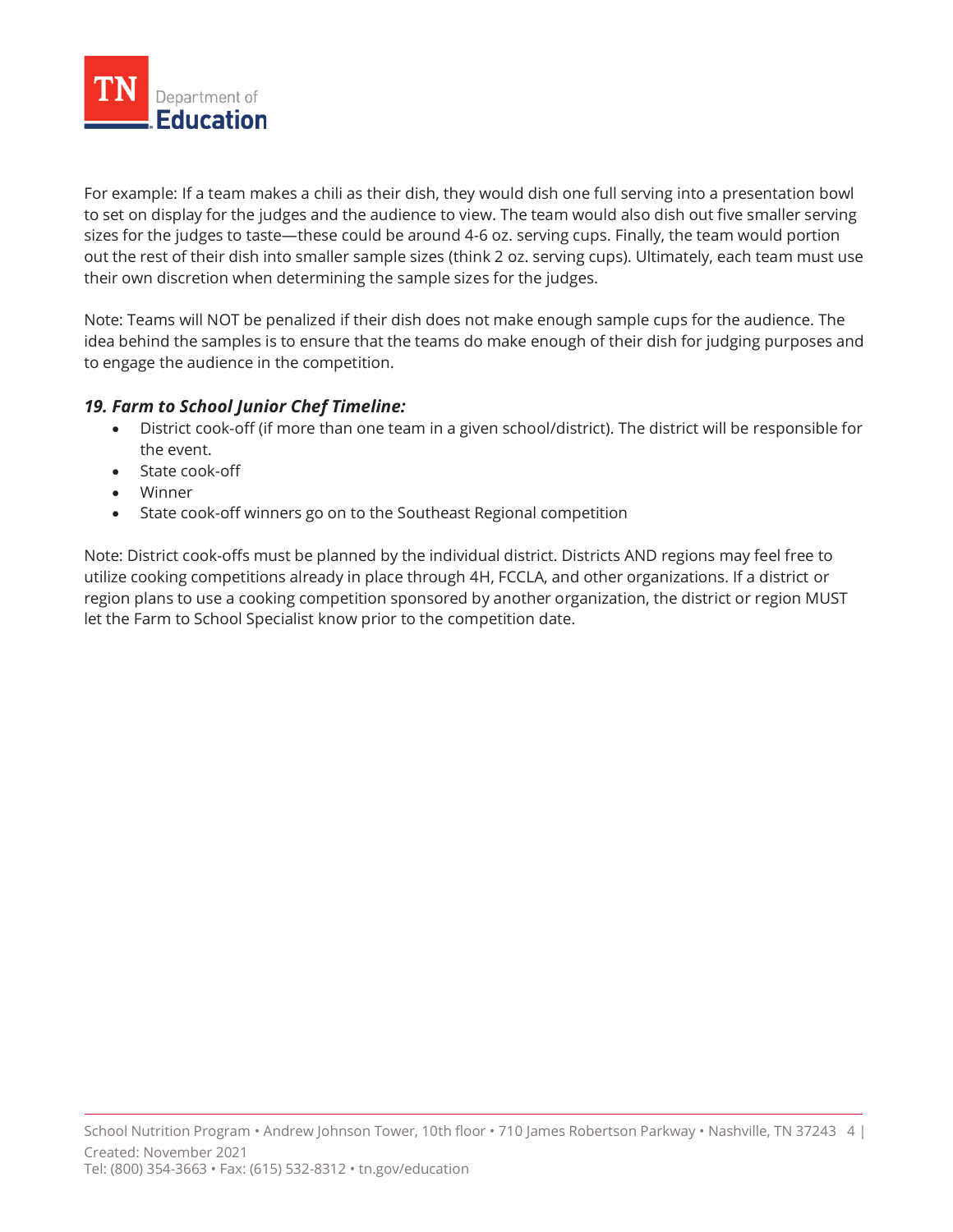For example: If a team makes a chili as their dish, they would dish one full serving into a presentation bowl to set on display for the judges and the audience to view. The team would also dish out five smaller serving sizes for the judges to taste—these could be around 4-6 oz. serving cups. Finally, the team would portion out the rest of their dish into smaller sample sizes (think 2 oz. serving cups). Ultimately, each team must use their own discretion when determining the sample sizes for the judges.

Note: Teams will NOT be penalized if their dish does not make enough sample cups for the audience. The idea behind the samples is to ensure that the teams do make enough of their dish for judging purposes and to engage the audience in the competition.

### *19. Farm to School Junior Chef Timeline:*

- District cook-off (if more than one team in a given school/district). The district will be responsible for the event.
- State cook-off
- Winner
- State cook-off winners go on to the Southeast Regional competition

Note: District cook-offs must be planned by the individual district. Districts AND regions may feel free to utilize cooking competitions already in place through 4H, FCCLA, and other organizations. If a district or region plans to use a cooking competition sponsored by another organization, the district or region MUST let the Farm to School Specialist know prior to the competition date.